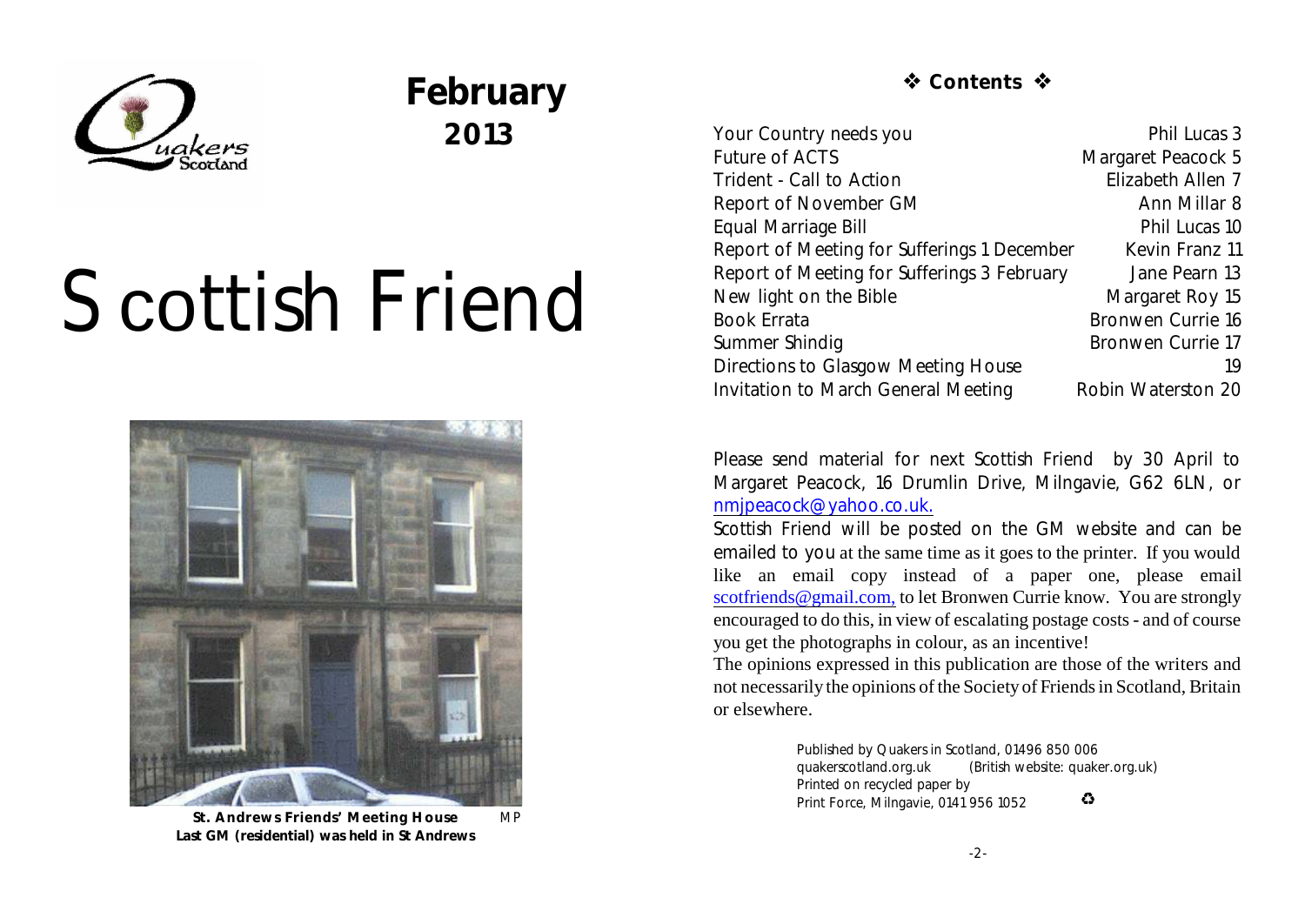# Scottish Friend

**February 2013**

**St. Andrews Friends' Meeting House** MP
**Last GM (residential) was held in St Andrews**

## ❖ Contents ❖

| | |
|---|---|
| Your Country needs you | Phil Lucas 3 |
| Future of ACTS | Margaret Peacock 5 |
| Trident - Call to Action | Elizabeth Allen 7 |
| Report of November GM | Ann Millar 8 |
| Equal Marriage Bill | Phil Lucas 10 |
| Report of Meeting for Sufferings 1 December | Kevin Franz 11 |
| Report of Meeting for Sufferings 3 February | Jane Pearn 13 |
| New light on the Bible | Margaret Roy 15 |
| Book Errata | Bronwen Currie 16 |
| Summer Shindig | Bronwen Currie 17 |
| Directions to Glasgow Meeting House | 19 |
| Invitation to March General Meeting | Robin Waterston 20 |

Please send material for next Scottish Friend by 30 April to Margaret Peacock, 16 Drumlin Drive, Milngavie, G62 6LN, or nmjpeacock@yahoo.co.uk.

Scottish Friend will be posted on the GM website and can be emailed to you at the same time as it goes to the printer. If you would like an email copy instead of a paper one, please email scotfriends@gmail.com, to let Bronwen Currie know. You are strongly encouraged to do this, in view of escalating postage costs - and of course you get the photographs in colour, as an incentive!

The opinions expressed in this publication are those of the writers and not necessarily the opinions of the Society of Friends in Scotland, Britain or elsewhere.

Published by Quakers in Scotland, 01496 850 006
quakerscotland.org.uk (British website: quaker.org.uk)
Printed on recycled paper by
Print Force, Milngavie, 0141 956 1052 ♻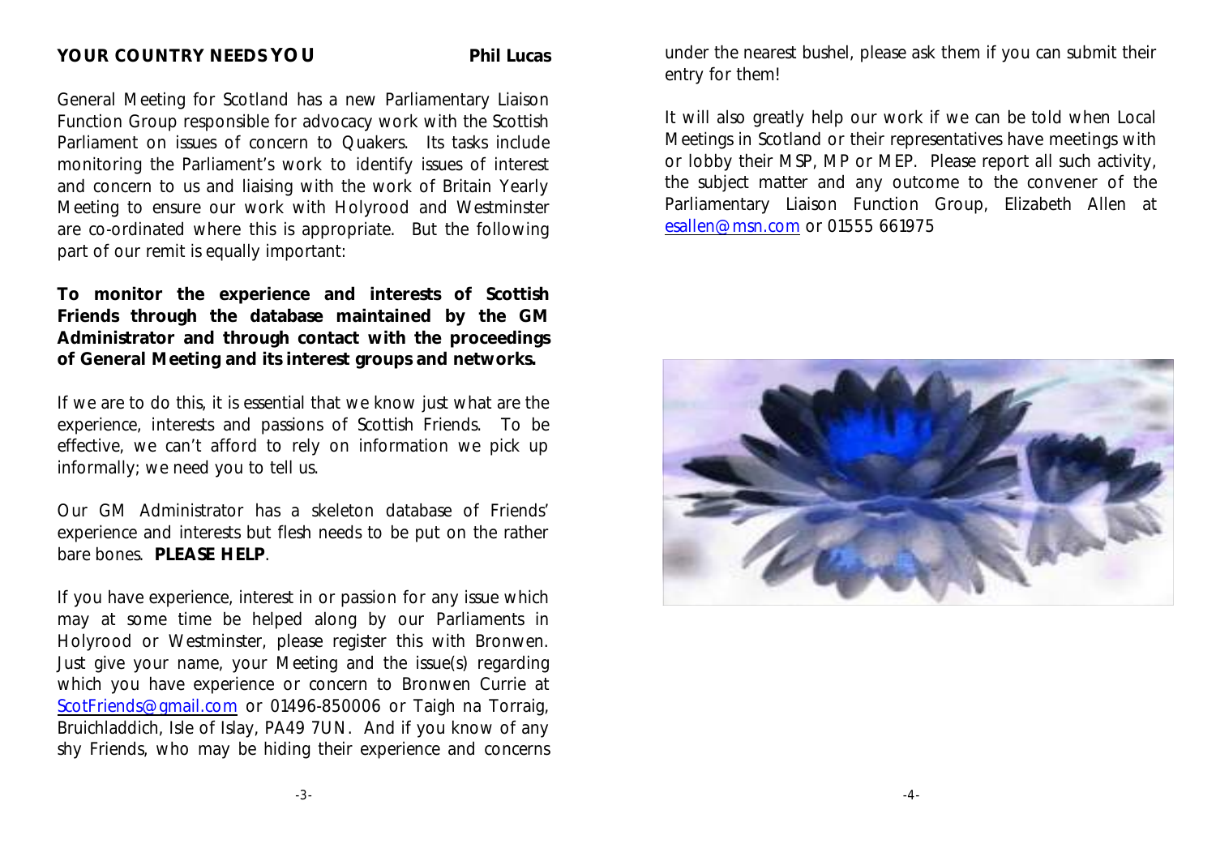## YOUR COUNTRY NEEDS YOU

**Phil Lucas**

General Meeting for Scotland has a new Parliamentary Liaison Function Group responsible for advocacy work with the Scottish Parliament on issues of concern to Quakers. Its tasks include monitoring the Parliament's work to identify issues of interest and concern to us and liaising with the work of Britain Yearly Meeting to ensure our work with Holyrood and Westminster are co-ordinated where this is appropriate. But the following part of our remit is equally important:

**To monitor the experience and interests of Scottish Friends through the database maintained by the GM Administrator and through contact with the proceedings of General Meeting and its interest groups and networks.**

If we are to do this, it is essential that we know just what are the experience, interests and passions of Scottish Friends. To be effective, we can't afford to rely on information we pick up informally; we need you to tell us.

Our GM Administrator has a skeleton database of Friends' experience and interests but flesh needs to be put on the rather bare bones. **PLEASE HELP**.

If you have experience, interest in or passion for any issue which may at some time be helped along by our Parliaments in Holyrood or Westminster, please register this with Bronwen. Just give your name, your Meeting and the issue(s) regarding which you have experience or concern to Bronwen Currie at ScotFriends@gmail.com or 01496-850006 or Taigh na Torraig, Bruichladdich, Isle of Islay, PA49 7UN. And if you know of any shy Friends, who may be hiding their experience and concerns under the nearest bushel, please ask them if you can submit their entry for them!

It will also greatly help our work if we can be told when Local Meetings in Scotland or their representatives have meetings with or lobby their MSP, MP or MEP. Please report all such activity, the subject matter and any outcome to the convener of the Parliamentary Liaison Function Group, Elizabeth Allen at esallen@msn.com or 01555 661975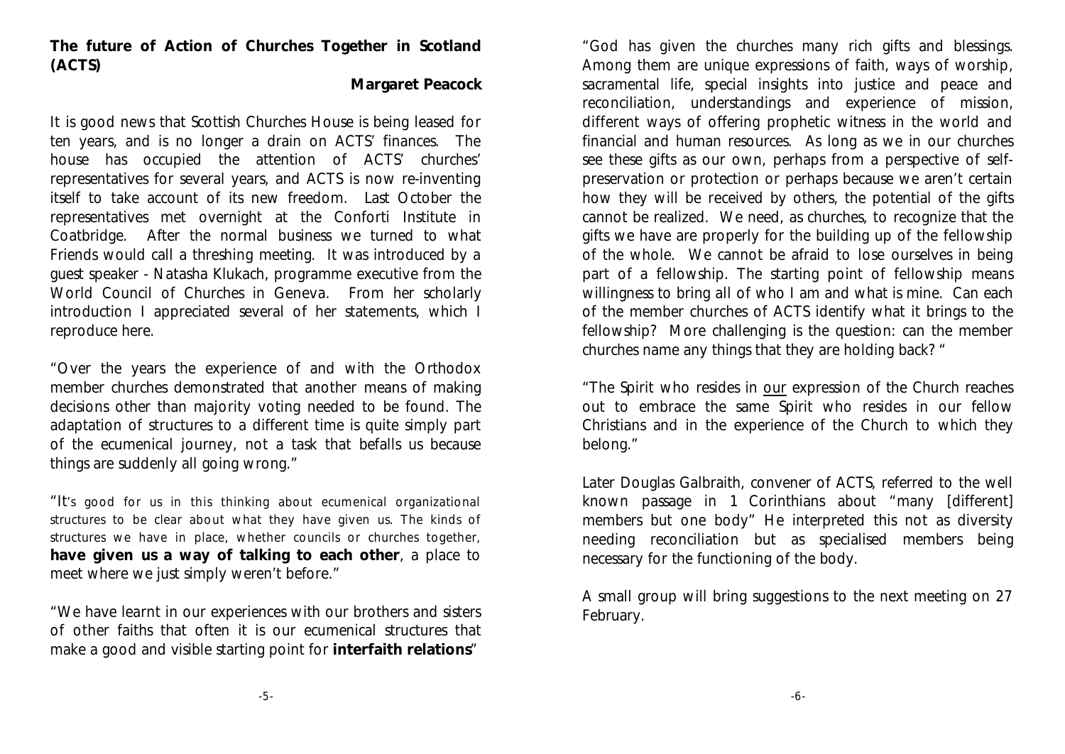## The future of Action of Churches Together in Scotland (ACTS)

**Margaret Peacock**

It is good news that Scottish Churches House is being leased for ten years, and is no longer a drain on ACTS' finances. The house has occupied the attention of ACTS' churches' representatives for several years, and ACTS is now re-inventing itself to take account of its new freedom. Last October the representatives met overnight at the Conforti Institute in Coatbridge. After the normal business we turned to what Friends would call a threshing meeting. It was introduced by a guest speaker - Natasha Klukach, programme executive from the World Council of Churches in Geneva. From her scholarly introduction I appreciated several of her statements, which I reproduce here.

"Over the years the experience of and with the Orthodox member churches demonstrated that another means of making decisions other than majority voting needed to be found. The adaptation of structures to a different time is quite simply part of the ecumenical journey, not a task that befalls us because things are suddenly all going wrong."

"It's good for us in this thinking about ecumenical organizational structures to be clear about what they have given us. The kinds of structures we have in place, whether councils or churches together, **have given us a way of talking to each other**, a place to meet where we just simply weren't before."

"We have learnt in our experiences with our brothers and sisters of other faiths that often it is our ecumenical structures that make a good and visible starting point for **interfaith relations**"

"God has given the churches many rich gifts and blessings. Among them are unique expressions of faith, ways of worship, sacramental life, special insights into justice and peace and reconciliation, understandings and experience of mission, different ways of offering prophetic witness in the world and financial and human resources. As long as we in our churches see these gifts as our own, perhaps from a perspective of self-preservation or protection or perhaps because we aren't certain how they will be received by others, the potential of the gifts cannot be realized. We need, as churches, to recognize that the gifts we have are properly for the building up of the fellowship of the whole. We cannot be afraid to lose ourselves in being part of a fellowship. The starting point of fellowship means willingness to bring all of who I am and what is mine. Can each of the member churches of ACTS identify what it brings to the fellowship? More challenging is the question: can the member churches name any things that they are holding back? "

"The Spirit who resides in our expression of the Church reaches out to embrace the same Spirit who resides in our fellow Christians and in the experience of the Church to which they belong."

Later Douglas Galbraith, convener of ACTS, referred to the well known passage in 1 Corinthians about "many [different] members but one body" He interpreted this not as diversity needing reconciliation but as specialised members being necessary for the functioning of the body.

A small group will bring suggestions to the next meeting on 27 February.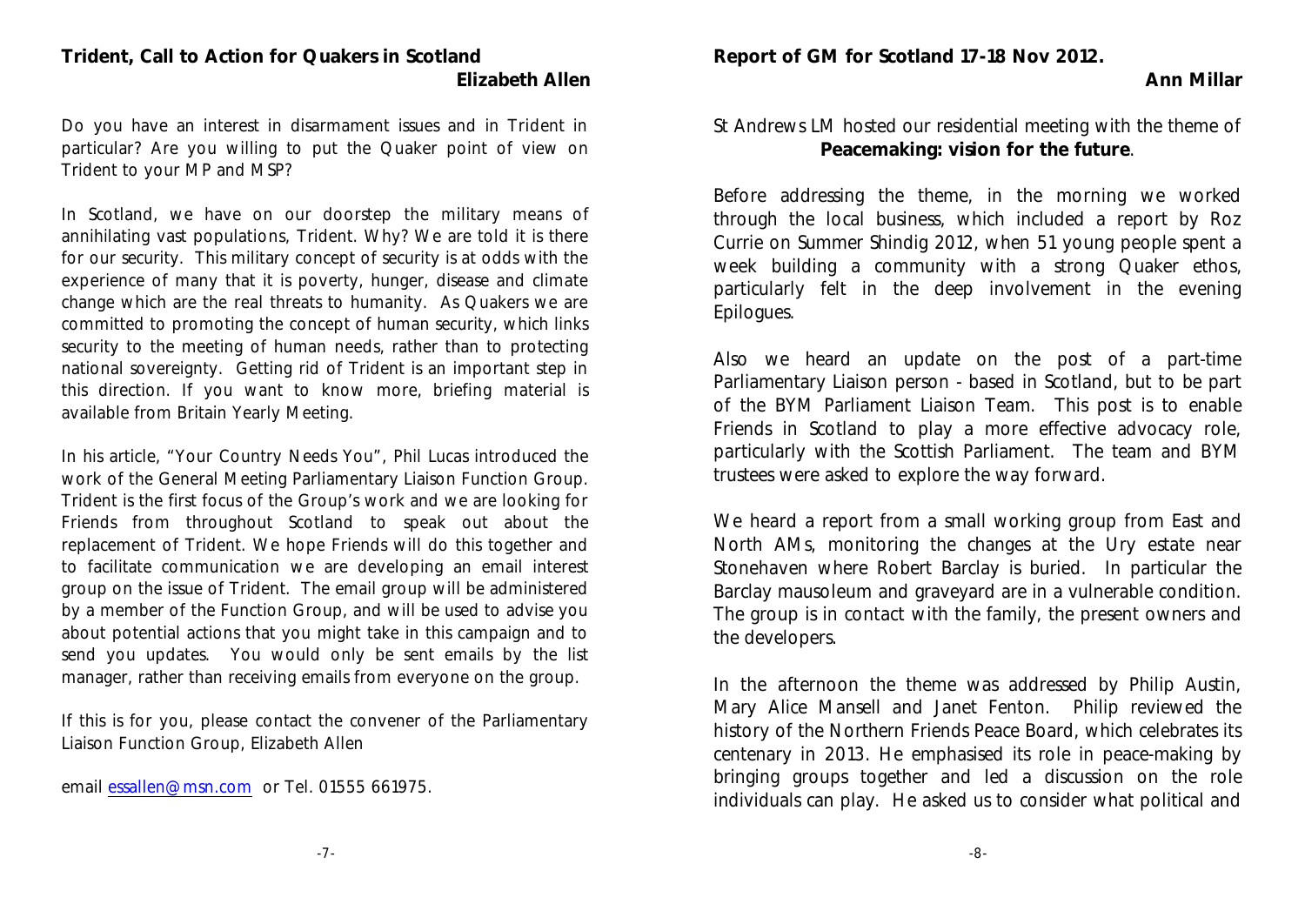## Trident, Call to Action for Quakers in Scotland

**Elizabeth Allen**

Do you have an interest in disarmament issues and in Trident in particular? Are you willing to put the Quaker point of view on Trident to your MP and MSP?

In Scotland, we have on our doorstep the military means of annihilating vast populations, Trident. Why? We are told it is there for our security. This military concept of security is at odds with the experience of many that it is poverty, hunger, disease and climate change which are the real threats to humanity. As Quakers we are committed to promoting the concept of human security, which links security to the meeting of human needs, rather than to protecting national sovereignty. Getting rid of Trident is an important step in this direction. If you want to know more, briefing material is available from Britain Yearly Meeting.

In his article, "Your Country Needs You", Phil Lucas introduced the work of the General Meeting Parliamentary Liaison Function Group. Trident is the first focus of the Group's work and we are looking for Friends from throughout Scotland to speak out about the replacement of Trident. We hope Friends will do this together and to facilitate communication we are developing an email interest group on the issue of Trident. The email group will be administered by a member of the Function Group, and will be used to advise you about potential actions that you might take in this campaign and to send you updates. You would only be sent emails by the list manager, rather than receiving emails from everyone on the group.

If this is for you, please contact the convener of the Parliamentary Liaison Function Group, Elizabeth Allen

email essallen@msn.com or Tel. 01555 661975.

## Report of GM for Scotland 17-18 Nov 2012.

**Ann Millar**

St Andrews LM hosted our residential meeting with the theme of **Peacemaking: vision for the future**.

Before addressing the theme, in the morning we worked through the local business, which included a report by Roz Currie on Summer Shindig 2012, when 51 young people spent a week building a community with a strong Quaker ethos, particularly felt in the deep involvement in the evening Epilogues.

Also we heard an update on the post of a part-time Parliamentary Liaison person - based in Scotland, but to be part of the BYM Parliament Liaison Team. This post is to enable Friends in Scotland to play a more effective advocacy role, particularly with the Scottish Parliament. The team and BYM trustees were asked to explore the way forward.

We heard a report from a small working group from East and North AMs, monitoring the changes at the Ury estate near Stonehaven where Robert Barclay is buried. In particular the Barclay mausoleum and graveyard are in a vulnerable condition. The group is in contact with the family, the present owners and the developers.

In the afternoon the theme was addressed by Philip Austin, Mary Alice Mansell and Janet Fenton. Philip reviewed the history of the Northern Friends Peace Board, which celebrates its centenary in 2013. He emphasised its role in peace-making by bringing groups together and led a discussion on the role individuals can play. He asked us to consider what political and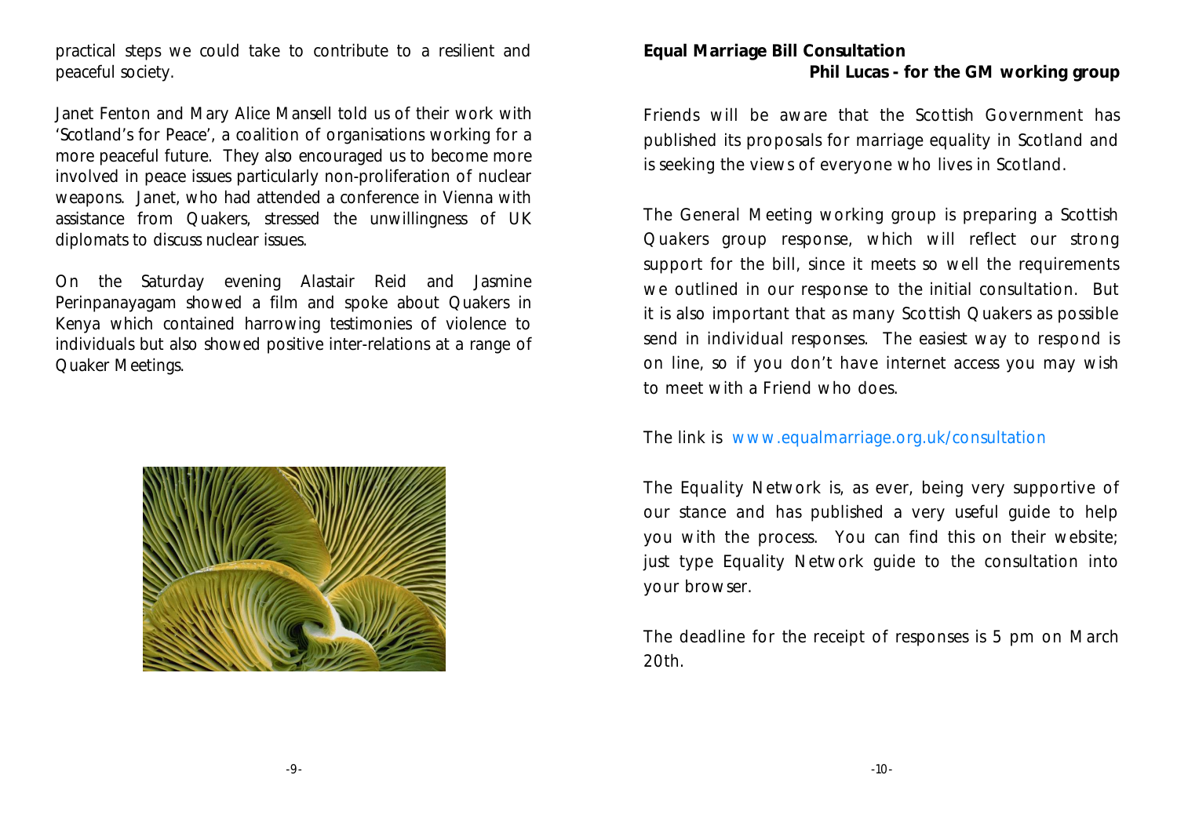practical steps we could take to contribute to a resilient and peaceful society.

Janet Fenton and Mary Alice Mansell told us of their work with 'Scotland's for Peace', a coalition of organisations working for a more peaceful future. They also encouraged us to become more involved in peace issues particularly non-proliferation of nuclear weapons. Janet, who had attended a conference in Vienna with assistance from Quakers, stressed the unwillingness of UK diplomats to discuss nuclear issues.

On the Saturday evening Alastair Reid and Jasmine Perinpanayagam showed a film and spoke about Quakers in Kenya which contained harrowing testimonies of violence to individuals but also showed positive inter-relations at a range of Quaker Meetings.

**Equal Marriage Bill Consultation**

**Phil Lucas - for the GM working group**

Friends will be aware that the Scottish Government has published its proposals for marriage equality in Scotland and is seeking the views of everyone who lives in Scotland.

The General Meeting working group is preparing a Scottish Quakers group response, which will reflect our strong support for the bill, since it meets so well the requirements we outlined in our response to the initial consultation. But it is also important that as many Scottish Quakers as possible send in individual responses. The easiest way to respond is on line, so if you don't have internet access you may wish to meet with a Friend who does.

The link is www.equalmarriage.org.uk/consultation

The Equality Network is, as ever, being very supportive of our stance and has published a very useful guide to help you with the process. You can find this on their website; just type Equality Network guide to the consultation into your browser.

The deadline for the receipt of responses is 5 pm on March 20th.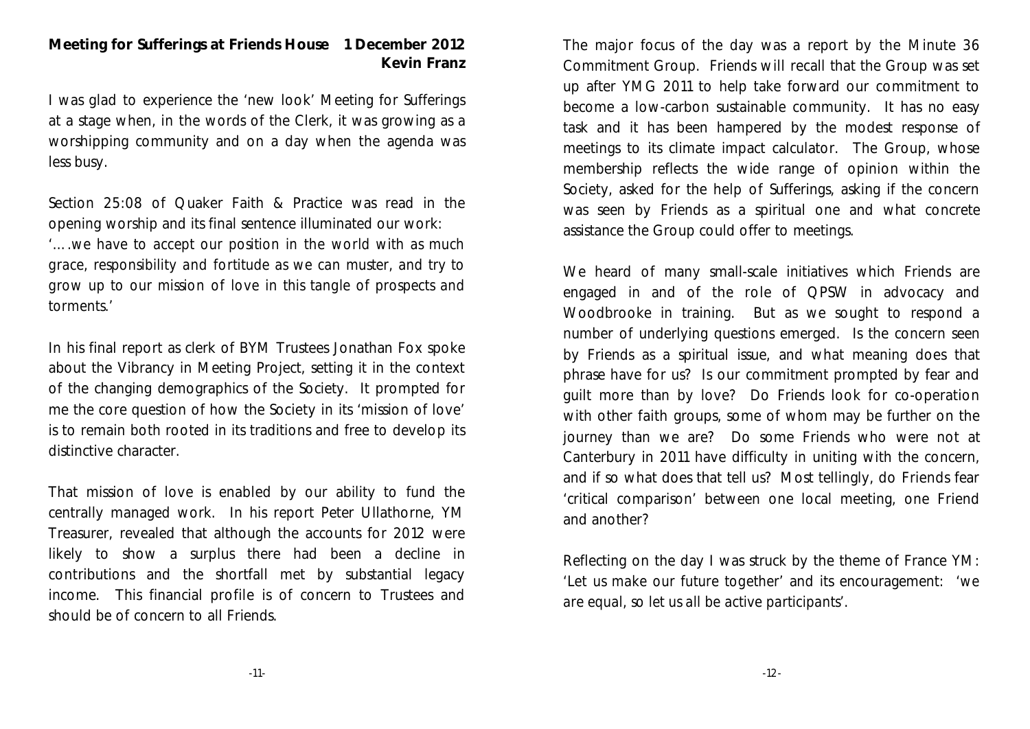**Meeting for Sufferings at Friends House 1 December 2012**

**Kevin Franz**

I was glad to experience the 'new look' Meeting for Sufferings at a stage when, in the words of the Clerk, it was growing as a worshipping community and on a day when the agenda was less busy.

Section 25:08 of Quaker Faith & Practice was read in the opening worship and its final sentence illuminated our work:

'….we have to accept our position in the world with as much grace, responsibility and fortitude as we can muster, and try to grow up to our mission of love in this tangle of prospects and torments.'

In his final report as clerk of BYM Trustees Jonathan Fox spoke about the Vibrancy in Meeting Project, setting it in the context of the changing demographics of the Society. It prompted for me the core question of how the Society in its 'mission of love' is to remain both rooted in its traditions and free to develop its distinctive character.

That mission of love is enabled by our ability to fund the centrally managed work. In his report Peter Ullathorne, YM Treasurer, revealed that although the accounts for 2012 were likely to show a surplus there had been a decline in contributions and the shortfall met by substantial legacy income. This financial profile is of concern to Trustees and should be of concern to all Friends.

The major focus of the day was a report by the Minute 36 Commitment Group. Friends will recall that the Group was set up after YMG 2011 to help take forward our commitment to become a low-carbon sustainable community. It has no easy task and it has been hampered by the modest response of meetings to its climate impact calculator. The Group, whose membership reflects the wide range of opinion within the Society, asked for the help of Sufferings, asking if the concern was seen by Friends as a spiritual one and what concrete assistance the Group could offer to meetings.

We heard of many small-scale initiatives which Friends are engaged in and of the role of QPSW in advocacy and Woodbrooke in training. But as we sought to respond a number of underlying questions emerged. Is the concern seen by Friends as a spiritual issue, and what meaning does that phrase have for us? Is our commitment prompted by fear and guilt more than by love? Do Friends look for co-operation with other faith groups, some of whom may be further on the journey than we are? Do some Friends who were not at Canterbury in 2011 have difficulty in uniting with the concern, and if so what does that tell us? Most tellingly, do Friends fear 'critical comparison' between one local meeting, one Friend and another?

Reflecting on the day I was struck by the theme of France YM: 'Let us make our future together' and its encouragement: 'we are equal, so let us all be active participants'.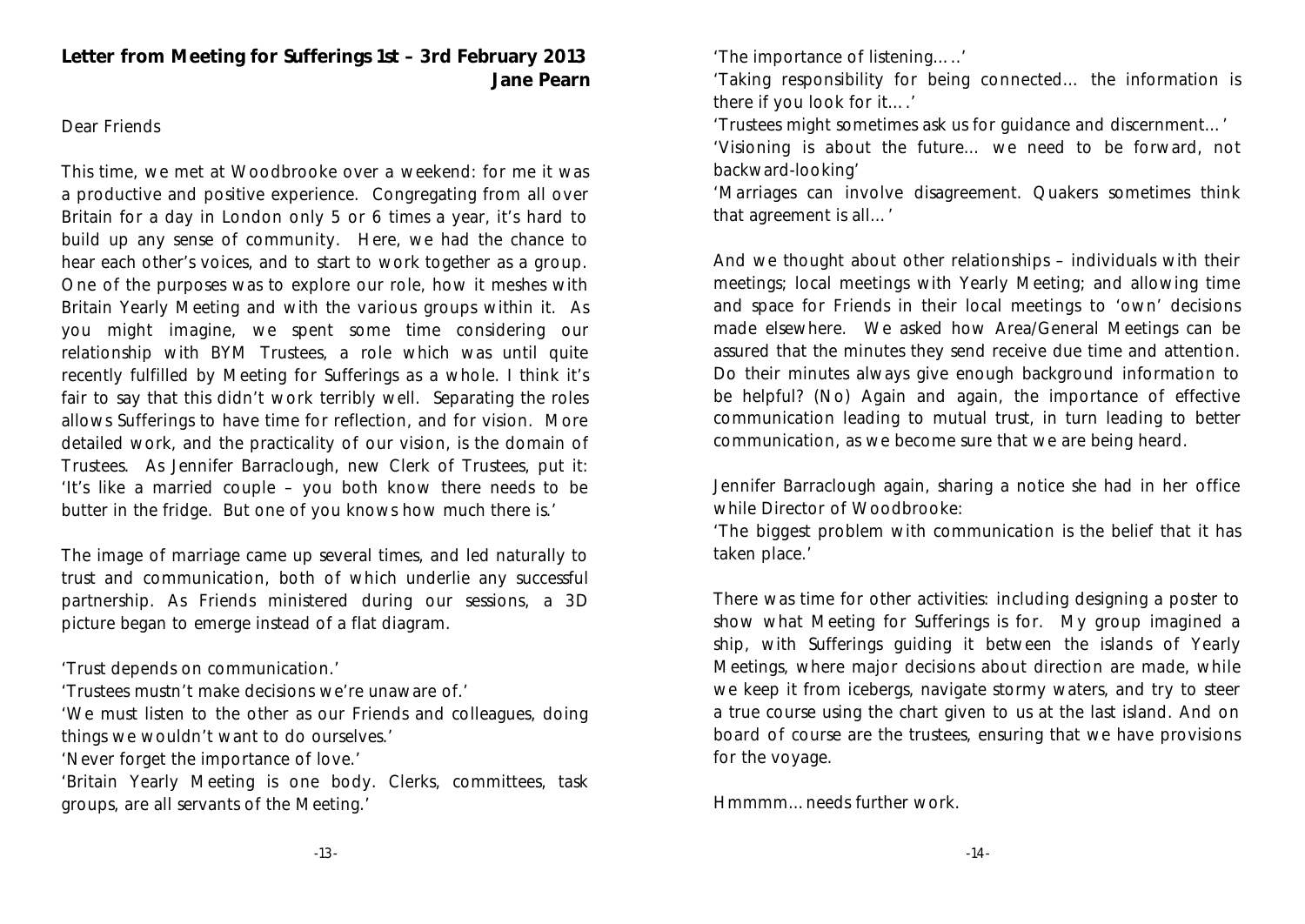**Letter from Meeting for Sufferings 1st – 3rd February 2013**

**Jane Pearn**

Dear Friends

This time, we met at Woodbrooke over a weekend: for me it was a productive and positive experience. Congregating from all over Britain for a day in London only 5 or 6 times a year, it's hard to build up any sense of community. Here, we had the chance to hear each other's voices, and to start to work together as a group. One of the purposes was to explore our role, how it meshes with Britain Yearly Meeting and with the various groups within it. As you might imagine, we spent some time considering our relationship with BYM Trustees, a role which was until quite recently fulfilled by Meeting for Sufferings as a whole. I think it's fair to say that this didn't work terribly well. Separating the roles allows Sufferings to have time for reflection, and for vision. More detailed work, and the practicality of our vision, is the domain of Trustees. As Jennifer Barraclough, new Clerk of Trustees, put it: 'It's like a married couple – you both know there needs to be butter in the fridge. But one of you knows how much there is.'

The image of marriage came up several times, and led naturally to trust and communication, both of which underlie any successful partnership. As Friends ministered during our sessions, a 3D picture began to emerge instead of a flat diagram.

'Trust depends on communication.'

'Trustees mustn't make decisions we're unaware of.'

'We must listen to the other as our Friends and colleagues, doing things we wouldn't want to do ourselves.'

'Never forget the importance of love.'

'Britain Yearly Meeting is one body. Clerks, committees, task groups, are all servants of the Meeting.'

'The importance of listening…..'

'Taking responsibility for being connected… the information is there if you look for it….'

'Trustees might sometimes ask us for guidance and discernment…'

'Visioning is about the future… we need to be forward, not backward-looking'

'Marriages can involve disagreement. Quakers sometimes think that agreement is all…'

And we thought about other relationships – individuals with their meetings; local meetings with Yearly Meeting; and allowing time and space for Friends in their local meetings to 'own' decisions made elsewhere. We asked how Area/General Meetings can be assured that the minutes they send receive due time and attention. Do their minutes always give enough background information to be helpful? (No) Again and again, the importance of effective communication leading to mutual trust, in turn leading to better communication, as we become sure that we are being heard.

Jennifer Barraclough again, sharing a notice she had in her office while Director of Woodbrooke:

'The biggest problem with communication is the belief that it has taken place.'

There was time for other activities: including designing a poster to show what Meeting for Sufferings is for. My group imagined a ship, with Sufferings guiding it between the islands of Yearly Meetings, where major decisions about direction are made, while we keep it from icebergs, navigate stormy waters, and try to steer a true course using the chart given to us at the last island. And on board of course are the trustees, ensuring that we have provisions for the voyage.

Hmmmm…needs further work.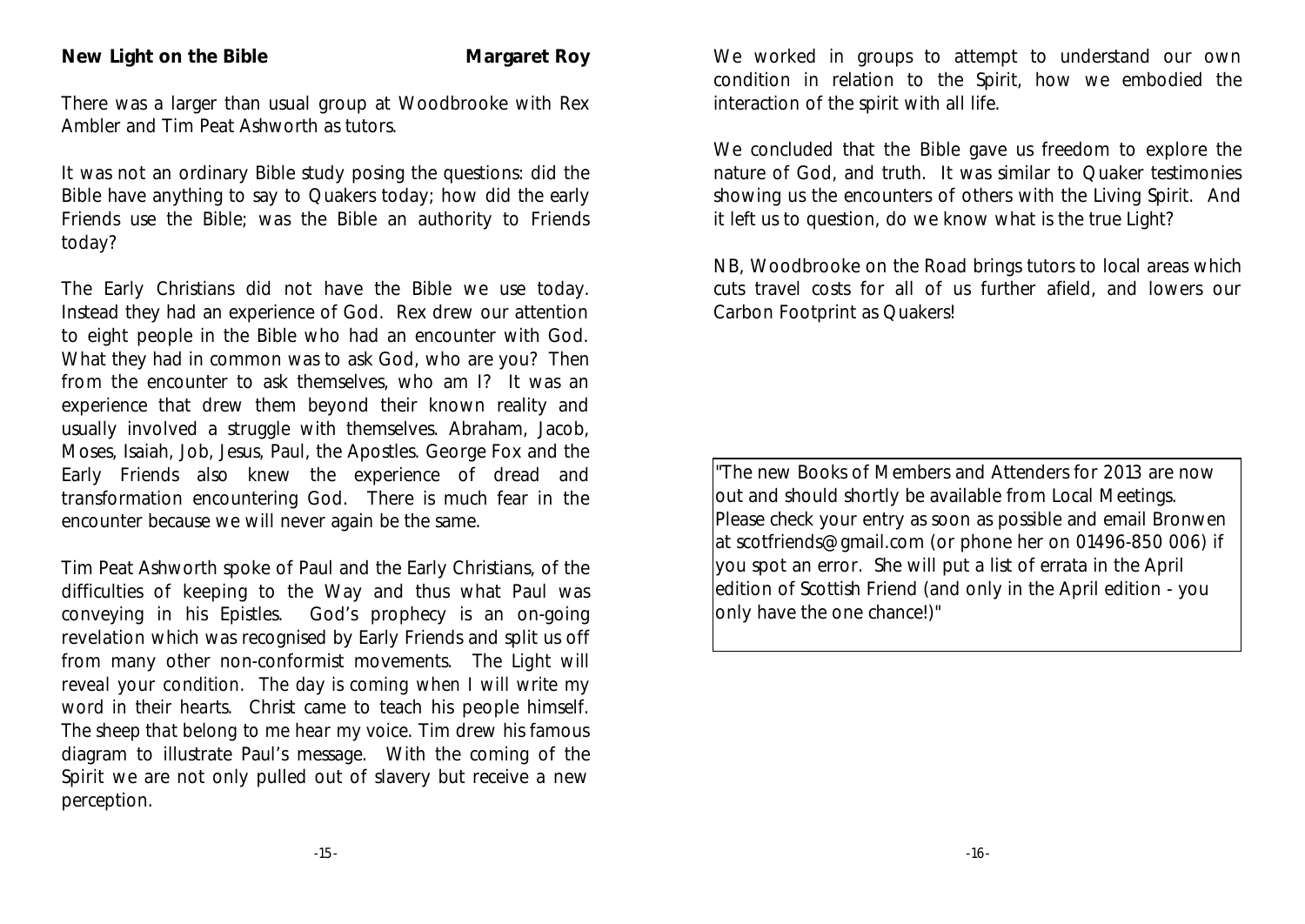## New Light on the Bible

**Margaret Roy**

There was a larger than usual group at Woodbrooke with Rex Ambler and Tim Peat Ashworth as tutors.

It was not an ordinary Bible study posing the questions: did the Bible have anything to say to Quakers today; how did the early Friends use the Bible; was the Bible an authority to Friends today?

The Early Christians did not have the Bible we use today. Instead they had an experience of God. Rex drew our attention to eight people in the Bible who had an encounter with God. What they had in common was to ask God, who are you? Then from the encounter to ask themselves, who am I? It was an experience that drew them beyond their known reality and usually involved a struggle with themselves. Abraham, Jacob, Moses, Isaiah, Job, Jesus, Paul, the Apostles. George Fox and the Early Friends also knew the experience of dread and transformation encountering God. There is much fear in the encounter because we will never again be the same.

Tim Peat Ashworth spoke of Paul and the Early Christians, of the difficulties of keeping to the Way and thus what Paul was conveying in his Epistles. God's prophecy is an on-going revelation which was recognised by Early Friends and split us off from many other non-conformist movements. *The Light will reveal your condition. The day is coming when I will write my word in their hearts. Christ came to teach his people himself. The sheep that belong to me hear my voice.* Tim drew his famous diagram to illustrate Paul's message. With the coming of the Spirit we are not only pulled out of slavery but receive a new perception.

We worked in groups to attempt to understand our own condition in relation to the Spirit, how we embodied the interaction of the spirit with all life.

We concluded that the Bible gave us freedom to explore the nature of God, and truth. It was similar to Quaker testimonies showing us the encounters of others with the Living Spirit. And it left us to question, do we know what is the true Light?

NB, Woodbrooke on the Road brings tutors to local areas which cuts travel costs for all of us further afield, and lowers our Carbon Footprint as Quakers!

---

"The new Books of Members and Attenders for 2013 are now out and should shortly be available from Local Meetings. Please check your entry as soon as possible and email Bronwen at scotfriends@gmail.com (or phone her on 01496-850 006) if you spot an error. She will put a list of errata in the April edition of Scottish Friend (and only in the April edition - you only have the one chance!)"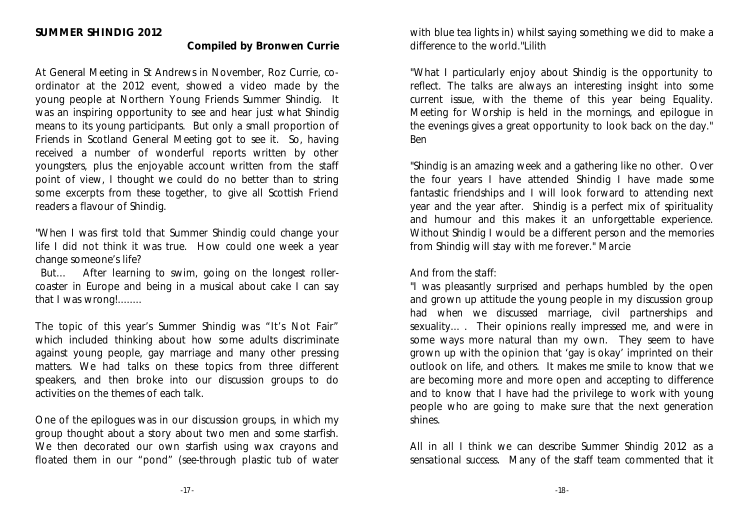**SUMMER SHINDIG 2012**

**Compiled by Bronwen Currie**

At General Meeting in St Andrews in November, Roz Currie, co-ordinator at the 2012 event, showed a video made by the young people at Northern Young Friends Summer Shindig. It was an inspiring opportunity to see and hear just what Shindig means to its young participants. But only a small proportion of Friends in Scotland General Meeting got to see it. So, having received a number of wonderful reports written by other youngsters, plus the enjoyable account written from the staff point of view, I thought we could do no better than to string some excerpts from these together, to give all Scottish Friend readers a flavour of Shindig.

"When I was first told that Summer Shindig could change your life I did not think it was true. How could one week a year change someone's life?

But… After learning to swim, going on the longest roller-coaster in Europe and being in a musical about cake I can say that I was wrong!……..

The topic of this year's Summer Shindig was "It's Not Fair" which included thinking about how some adults discriminate against young people, gay marriage and many other pressing matters. We had talks on these topics from three different speakers, and then broke into our discussion groups to do activities on the themes of each talk.

One of the epilogues was in our discussion groups, in which my group thought about a story about two men and some starfish. We then decorated our own starfish using wax crayons and floated them in our "pond" (see-through plastic tub of water with blue tea lights in) whilst saying something we did to make a difference to the world."Lilith

"What I particularly enjoy about Shindig is the opportunity to reflect. The talks are always an interesting insight into some current issue, with the theme of this year being Equality. Meeting for Worship is held in the mornings, and epilogue in the evenings gives a great opportunity to look back on the day." Ben

"Shindig is an amazing week and a gathering like no other. Over the four years I have attended Shindig I have made some fantastic friendships and I will look forward to attending next year and the year after. Shindig is a perfect mix of spirituality and humour and this makes it an unforgettable experience. Without Shindig I would be a different person and the memories from Shindig will stay with me forever." Marcie

And from the staff:

"I was pleasantly surprised and perhaps humbled by the open and grown up attitude the young people in my discussion group had when we discussed marriage, civil partnerships and sexuality… . Their opinions really impressed me, and were in some ways more natural than my own. They seem to have grown up with the opinion that 'gay is okay' imprinted on their outlook on life, and others. It makes me smile to know that we are becoming more and more open and accepting to difference and to know that I have had the privilege to work with young people who are going to make sure that the next generation shines.

All in all I think we can describe Summer Shindig 2012 as a sensational success. Many of the staff team commented that it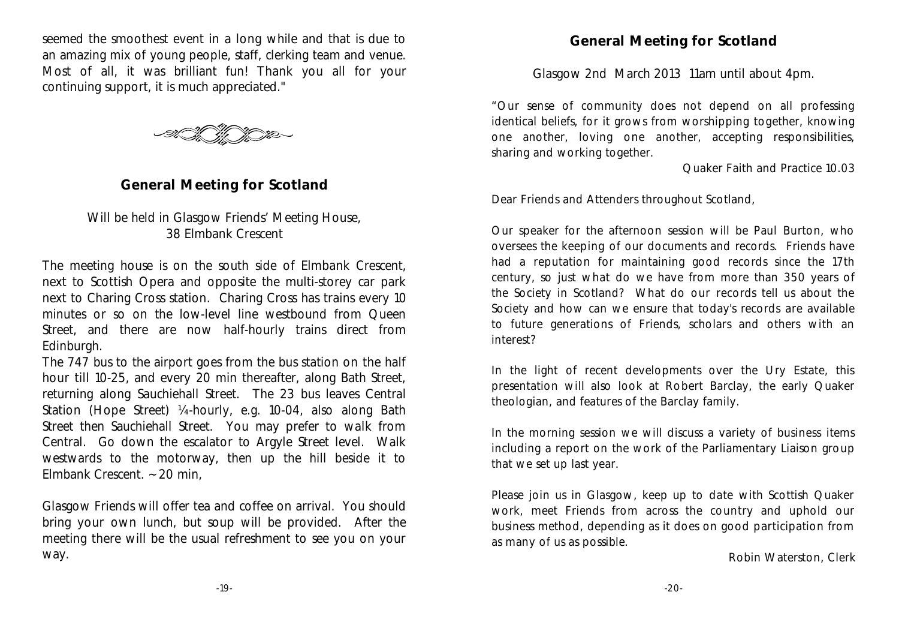seemed the smoothest event in a long while and that is due to an amazing mix of young people, staff, clerking team and venue. Most of all, it was brilliant fun! Thank you all for your continuing support, it is much appreciated."

## General Meeting for Scotland

Will be held in Glasgow Friends' Meeting House, 38 Elmbank Crescent

The meeting house is on the south side of Elmbank Crescent, next to Scottish Opera and opposite the multi-storey car park next to Charing Cross station. Charing Cross has trains every 10 minutes or so on the low-level line westbound from Queen Street, and there are now half-hourly trains direct from Edinburgh.

The 747 bus to the airport goes from the bus station on the half hour till 10-25, and every 20 min thereafter, along Bath Street, returning along Sauchiehall Street. The 23 bus leaves Central Station (Hope Street) ¼-hourly, e.g. 10-04, also along Bath Street then Sauchiehall Street. You may prefer to walk from Central. Go down the escalator to Argyle Street level. Walk westwards to the motorway, then up the hill beside it to Elmbank Crescent. ~20 min,

Glasgow Friends will offer tea and coffee on arrival. You should bring your own lunch, but soup will be provided. After the meeting there will be the usual refreshment to see you on your way.

## General Meeting for Scotland

Glasgow 2nd March 2013 11am until about 4pm.

"Our sense of community does not depend on all professing identical beliefs, for it grows from worshipping together, knowing one another, loving one another, accepting responsibilities, sharing and working together.

*Quaker Faith and Practice 10.03*

Dear Friends and Attenders throughout Scotland,

Our speaker for the afternoon session will be Paul Burton, who oversees the keeping of our documents and records. Friends have had a reputation for maintaining good records since the 17th century, so just what do we have from more than 350 years of the Society in Scotland? What do our records tell us about the Society and how can we ensure that today's records are available to future generations of Friends, scholars and others with an interest?

In the light of recent developments over the Ury Estate, this presentation will also look at Robert Barclay, the early Quaker theologian, and features of the Barclay family.

In the morning session we will discuss a variety of business items including a report on the work of the Parliamentary Liaison group that we set up last year.

Please join us in Glasgow, keep up to date with Scottish Quaker work, meet Friends from across the country and uphold our business method, depending as it does on good participation from as many of us as possible.

Robin Waterston, Clerk